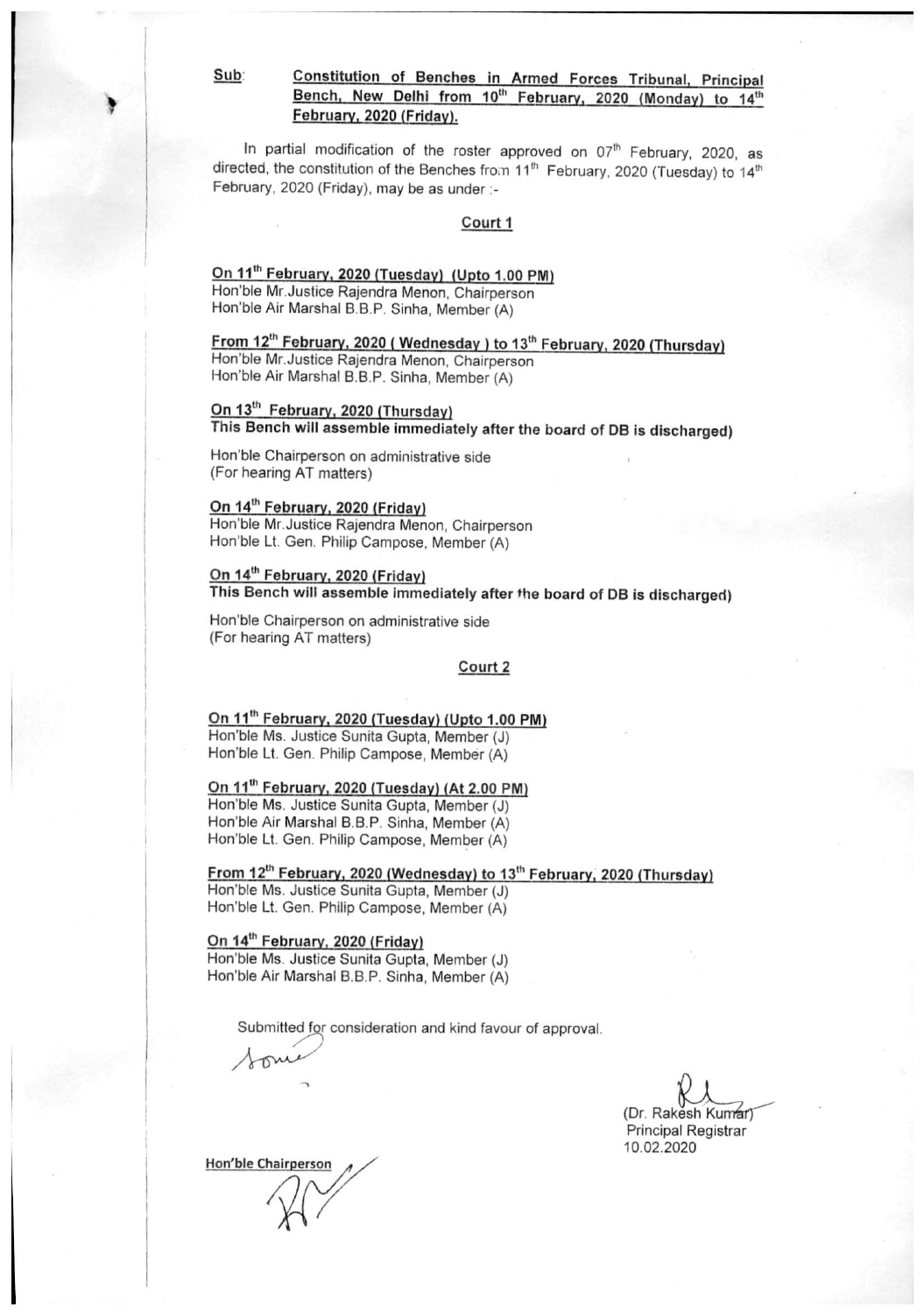**Sub**: **<u>Constitution of Benches in Armed Forces Tribunal, Principal Bench, New Delhi from 10th February, 2020 (Monday) to 14th February, 2020 (Friday).</u>**

In partial modification of the roster approved on 07th February, 2020, as directed, the constitution of the Benches from 11th February, 2020 (Tuesday) to 14th February, 2020 (Friday), may be as under :-

## Court 1

**<u>On 11th February, 2020 (Tuesday) (Upto 1.00 PM)</u>**
Hon'ble Mr.Justice Rajendra Menon, Chairperson
Hon'ble Air Marshal B.B.P. Sinha, Member (A)

**<u>From 12th February, 2020 ( Wednesday ) to 13th February, 2020 (Thursday)</u>**
Hon'ble Mr.Justice Rajendra Menon, Chairperson
Hon'ble Air Marshal B.B.P. Sinha, Member (A)

**<u>On 13th February, 2020 (Thursday)</u>**
**This Bench will assemble immediately after the board of DB is discharged)**

Hon'ble Chairperson on administrative side
(For hearing AT matters)

**<u>On 14th February, 2020 (Friday)</u>**
Hon'ble Mr.Justice Rajendra Menon, Chairperson
Hon'ble Lt. Gen. Philip Campose, Member (A)

**<u>On 14th February, 2020 (Friday)</u>**
**This Bench will assemble immediately after the board of DB is discharged)**

Hon'ble Chairperson on administrative side
(For hearing AT matters)

## Court 2

**<u>On 11th February, 2020 (Tuesday) (Upto 1.00 PM)</u>**
Hon'ble Ms. Justice Sunita Gupta, Member (J)
Hon'ble Lt. Gen. Philip Campose, Member (A)

**<u>On 11th February, 2020 (Tuesday) (At 2.00 PM)</u>**
Hon'ble Ms. Justice Sunita Gupta, Member (J)
Hon'ble Air Marshal B.B.P. Sinha, Member (A)
Hon'ble Lt. Gen. Philip Campose, Member (A)

**<u>From 12th February, 2020 (Wednesday) to 13th February, 2020 (Thursday)</u>**
Hon'ble Ms. Justice Sunita Gupta, Member (J)
Hon'ble Lt. Gen. Philip Campose, Member (A)

**<u>On 14th February, 2020 (Friday)</u>**
Hon'ble Ms. Justice Sunita Gupta, Member (J)
Hon'ble Air Marshal B.B.P. Sinha, Member (A)

Submitted for consideration and kind favour of approval.

(Dr. Rakesh Kumar)
Principal Registrar
10.02.2020

**<u>Hon'ble Chairperson</u>**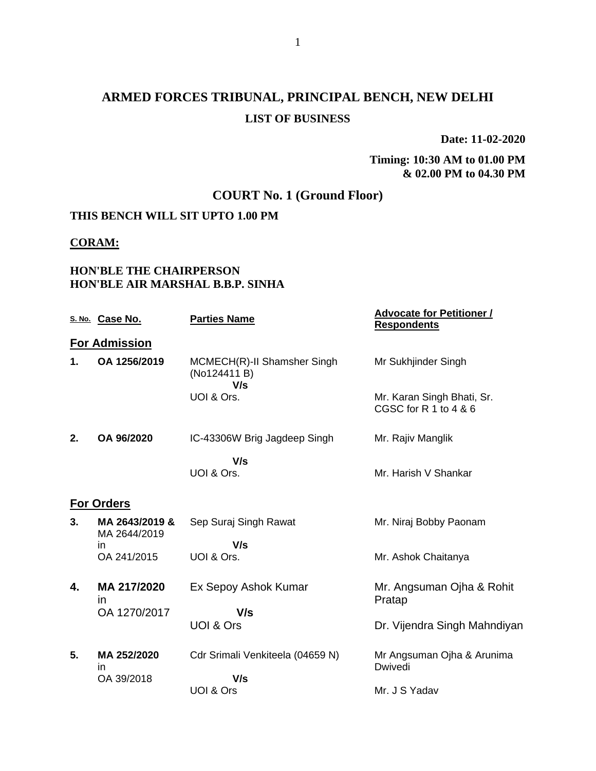# ARMED FORCES TRIBUNAL, PRINCIPAL BENCH, NEW DELHI

## LIST OF BUSINESS

**Date: 11-02-2020**

**Timing: 10:30 AM to 01.00 PM & 02.00 PM to 04.30 PM**

## COURT No. 1 (Ground Floor)

**THIS BENCH WILL SIT UPTO 1.00 PM**

**CORAM:**

**HON'BLE THE CHAIRPERSON**
**HON'BLE AIR MARSHAL B.B.P. SINHA**

| S. No. | Case No. | Parties Name | Advocate for Petitioner / Respondents |
|---|---|---|---|
| **For Admission** | | | |
| **1.** | **OA 1256/2019** | MCMECH(R)-II Shamsher Singh (No124411 B) **V/s** UOI & Ors. | Mr Sukhjinder Singh<br>Mr. Karan Singh Bhati, Sr. CGSC for R 1 to 4 & 6 |
| **2.** | **OA 96/2020** | IC-43306W Brig Jagdeep Singh **V/s** UOI & Ors. | Mr. Rajiv Manglik<br>Mr. Harish V Shankar |
| **For Orders** | | | |
| **3.** | **MA 2643/2019 &** MA 2644/2019 in OA 241/2015 | Sep Suraj Singh Rawat **V/s** UOI & Ors. | Mr. Niraj Bobby Paonam<br>Mr. Ashok Chaitanya |
| **4.** | **MA 217/2020** in OA 1270/2017 | Ex Sepoy Ashok Kumar **V/s** UOI & Ors | Mr. Angsuman Ojha & Rohit Pratap<br>Dr. Vijendra Singh Mahndiyan |
| **5.** | **MA 252/2020** in OA 39/2018 | Cdr Srimali Venkiteela (04659 N) **V/s** UOI & Ors | Mr Angsuman Ojha & Arunima Dwivedi<br>Mr. J S Yadav |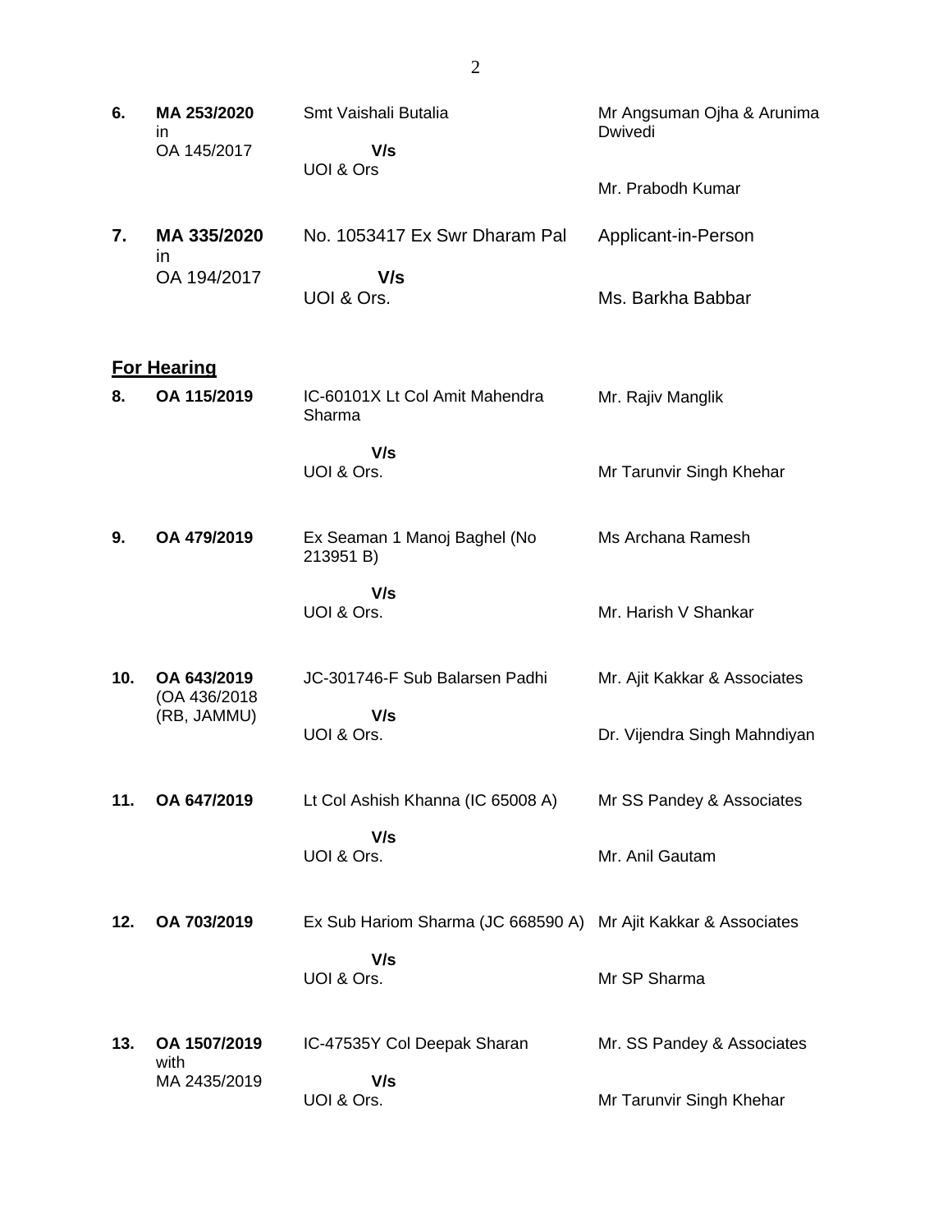| | | | |
|---|---|---|---|
| **6.** | **MA 253/2020** in OA 145/2017 | Smt Vaishali Butalia **V/s** UOI & Ors | Mr Angsuman Ojha & Arunima Dwivedi<br><br>Mr. Prabodh Kumar |
| **7.** | **MA 335/2020** in OA 194/2017 | No. 1053417 Ex Swr Dharam Pal **V/s** UOI & Ors. | Applicant-in-Person<br><br>Ms. Barkha Babbar |

**For Hearing**

| | | | |
|---|---|---|---|
| **8.** | **OA 115/2019** | IC-60101X Lt Col Amit Mahendra Sharma **V/s** UOI & Ors. | Mr. Rajiv Manglik<br><br>Mr Tarunvir Singh Khehar |
| **9.** | **OA 479/2019** | Ex Seaman 1 Manoj Baghel (No 213951 B) **V/s** UOI & Ors. | Ms Archana Ramesh<br><br>Mr. Harish V Shankar |
| **10.** | **OA 643/2019** (OA 436/2018 (RB, JAMMU) | JC-301746-F Sub Balarsen Padhi **V/s** UOI & Ors. | Mr. Ajit Kakkar & Associates<br><br>Dr. Vijendra Singh Mahndiyan |
| **11.** | **OA 647/2019** | Lt Col Ashish Khanna (IC 65008 A) **V/s** UOI & Ors. | Mr SS Pandey & Associates<br><br>Mr. Anil Gautam |
| **12.** | **OA 703/2019** | Ex Sub Hariom Sharma (JC 668590 A) **V/s** UOI & Ors. | Mr Ajit Kakkar & Associates<br><br>Mr SP Sharma |
| **13.** | **OA 1507/2019** with MA 2435/2019 | IC-47535Y Col Deepak Sharan **V/s** UOI & Ors. | Mr. SS Pandey & Associates<br><br>Mr Tarunvir Singh Khehar |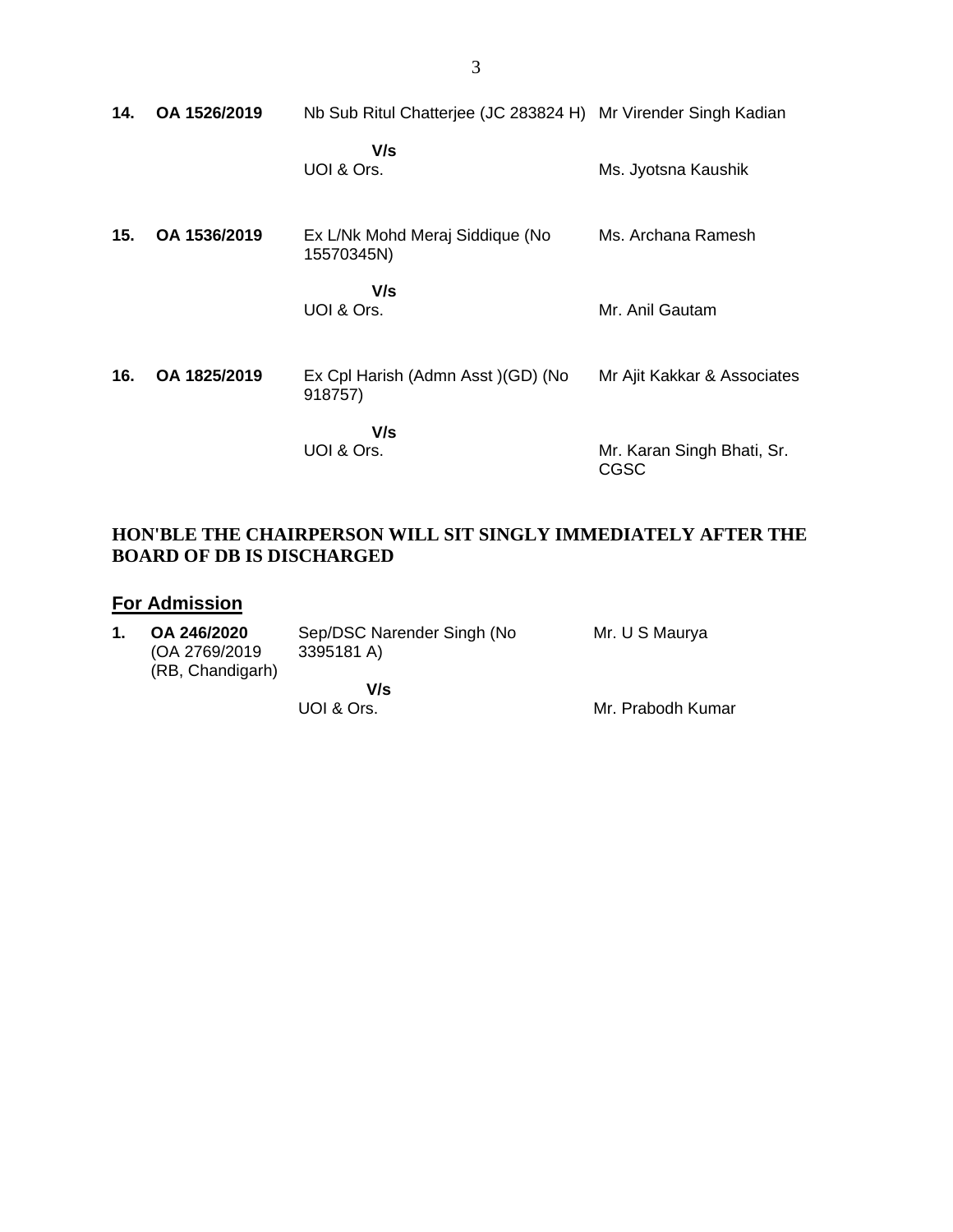| | | | |
|---|---|---|---|
| **14.** | **OA 1526/2019** | Nb Sub Ritul Chatterjee (JC 283824 H) | Mr Virender Singh Kadian |
| | | **V/s** | |
| | | UOI & Ors. | Ms. Jyotsna Kaushik |
| **15.** | **OA 1536/2019** | Ex L/Nk Mohd Meraj Siddique (No 15570345N) | Ms. Archana Ramesh |
| | | **V/s** | |
| | | UOI & Ors. | Mr. Anil Gautam |
| **16.** | **OA 1825/2019** | Ex Cpl Harish (Admn Asst )(GD) (No 918757) | Mr Ajit Kakkar & Associates |
| | | **V/s** | |
| | | UOI & Ors. | Mr. Karan Singh Bhati, Sr. CGSC |

**HON'BLE THE CHAIRPERSON WILL SIT SINGLY IMMEDIATELY AFTER THE BOARD OF DB IS DISCHARGED**

## For Admission

| | | | |
|---|---|---|---|
| **1.** | **OA 246/2020** (OA 2769/2019 (RB, Chandigarh) | Sep/DSC Narender Singh (No 3395181 A) | Mr. U S Maurya |
| | | **V/s** | |
| | | UOI & Ors. | Mr. Prabodh Kumar |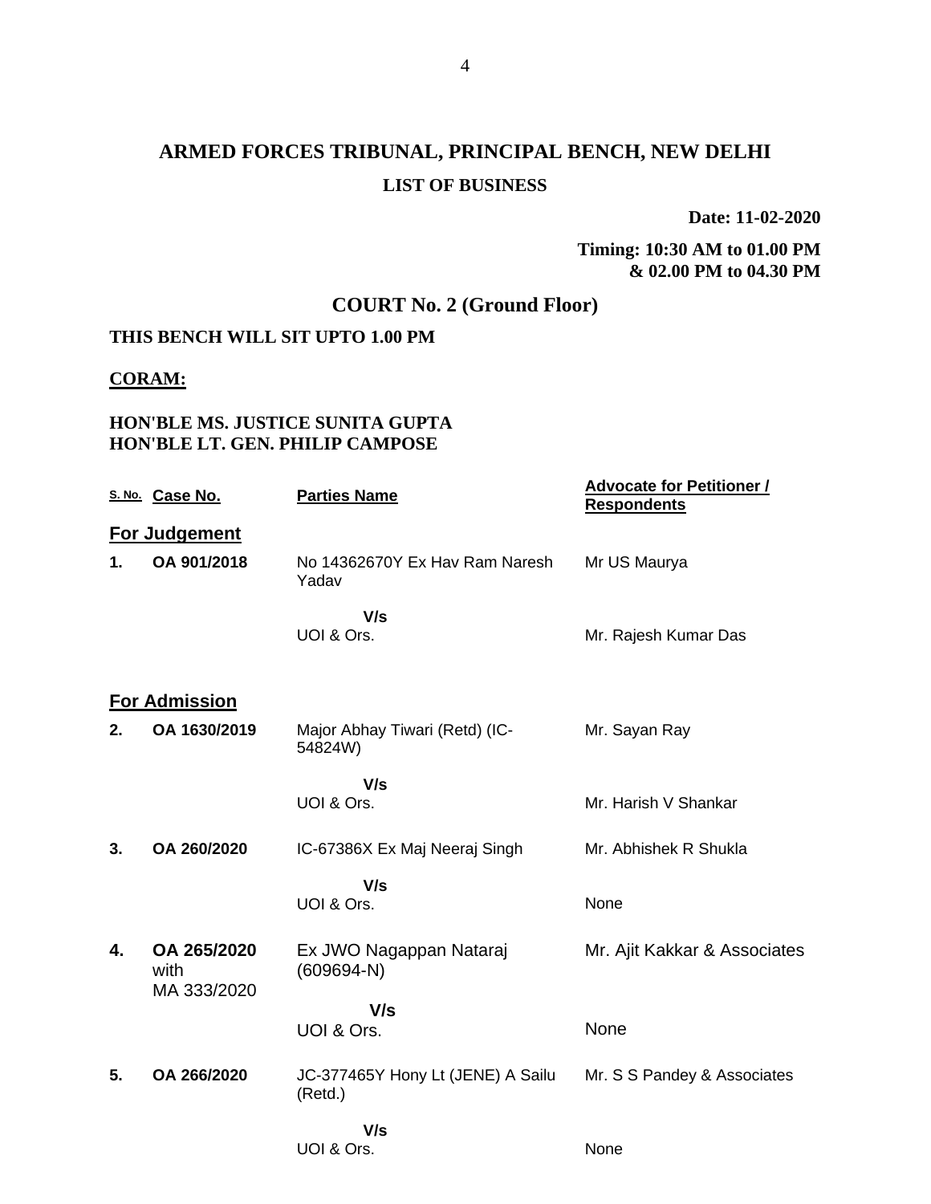# ARMED FORCES TRIBUNAL, PRINCIPAL BENCH, NEW DELHI

## LIST OF BUSINESS

**Date: 11-02-2020**

**Timing: 10:30 AM to 01.00 PM & 02.00 PM to 04.30 PM**

## COURT No. 2 (Ground Floor)

**THIS BENCH WILL SIT UPTO 1.00 PM**

**CORAM:**

**HON'BLE MS. JUSTICE SUNITA GUPTA**
**HON'BLE LT. GEN. PHILIP CAMPOSE**

| S. No. | Case No. | Parties Name | Advocate for Petitioner / Respondents |
|---|---|---|---|
| **For Judgement** | | | |
| **1.** | **OA 901/2018** | No 14362670Y Ex Hav Ram Naresh Yadav | Mr US Maurya |
| | | **V/s** UOI & Ors. | Mr. Rajesh Kumar Das |
| **For Admission** | | | |
| **2.** | **OA 1630/2019** | Major Abhay Tiwari (Retd) (IC-54824W) | Mr. Sayan Ray |
| | | **V/s** UOI & Ors. | Mr. Harish V Shankar |
| **3.** | **OA 260/2020** | IC-67386X Ex Maj Neeraj Singh | Mr. Abhishek R Shukla |
| | | **V/s** UOI & Ors. | None |
| **4.** | **OA 265/2020** with MA 333/2020 | Ex JWO Nagappan Nataraj (609694-N) | Mr. Ajit Kakkar & Associates |
| | | **V/s** UOI & Ors. | None |
| **5.** | **OA 266/2020** | JC-377465Y Hony Lt (JENE) A Sailu (Retd.) | Mr. S S Pandey & Associates |
| | | **V/s** UOI & Ors. | None |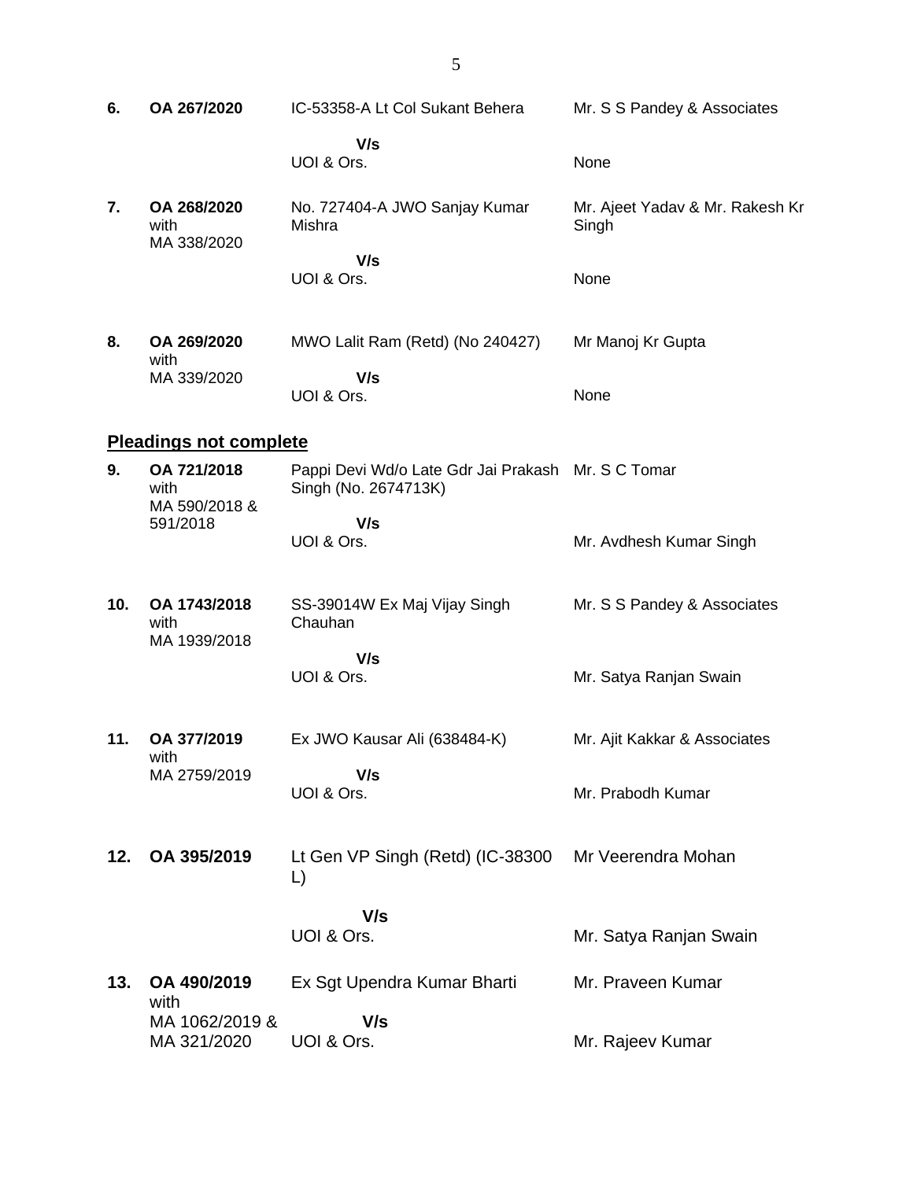| | | | |
|---|---|---|---|
| **6.** | **OA 267/2020** | IC-53358-A Lt Col Sukant Behera | Mr. S S Pandey & Associates |
| | | **V/s** | |
| | | UOI & Ors. | None |
| **7.** | **OA 268/2020** with MA 338/2020 | No. 727404-A JWO Sanjay Kumar Mishra | Mr. Ajeet Yadav & Mr. Rakesh Kr Singh |
| | | **V/s** | |
| | | UOI & Ors. | None |
| **8.** | **OA 269/2020** with MA 339/2020 | MWO Lalit Ram (Retd) (No 240427) | Mr Manoj Kr Gupta |
| | | **V/s** | |
| | | UOI & Ors. | None |

**Pleadings not complete**

| | | | |
|---|---|---|---|
| **9.** | **OA 721/2018** with MA 590/2018 & 591/2018 | Pappi Devi Wd/o Late Gdr Jai Prakash Singh (No. 2674713K) | Mr. S C Tomar |
| | | **V/s** | |
| | | UOI & Ors. | Mr. Avdhesh Kumar Singh |
| **10.** | **OA 1743/2018** with MA 1939/2018 | SS-39014W Ex Maj Vijay Singh Chauhan | Mr. S S Pandey & Associates |
| | | **V/s** | |
| | | UOI & Ors. | Mr. Satya Ranjan Swain |
| **11.** | **OA 377/2019** with MA 2759/2019 | Ex JWO Kausar Ali (638484-K) | Mr. Ajit Kakkar & Associates |
| | | **V/s** | |
| | | UOI & Ors. | Mr. Prabodh Kumar |
| **12.** | **OA 395/2019** | Lt Gen VP Singh (Retd) (IC-38300 L) | Mr Veerendra Mohan |
| | | **V/s** | |
| | | UOI & Ors. | Mr. Satya Ranjan Swain |
| **13.** | **OA 490/2019** with MA 1062/2019 & MA 321/2020 | Ex Sgt Upendra Kumar Bharti | Mr. Praveen Kumar |
| | | **V/s** | |
| | | UOI & Ors. | Mr. Rajeev Kumar |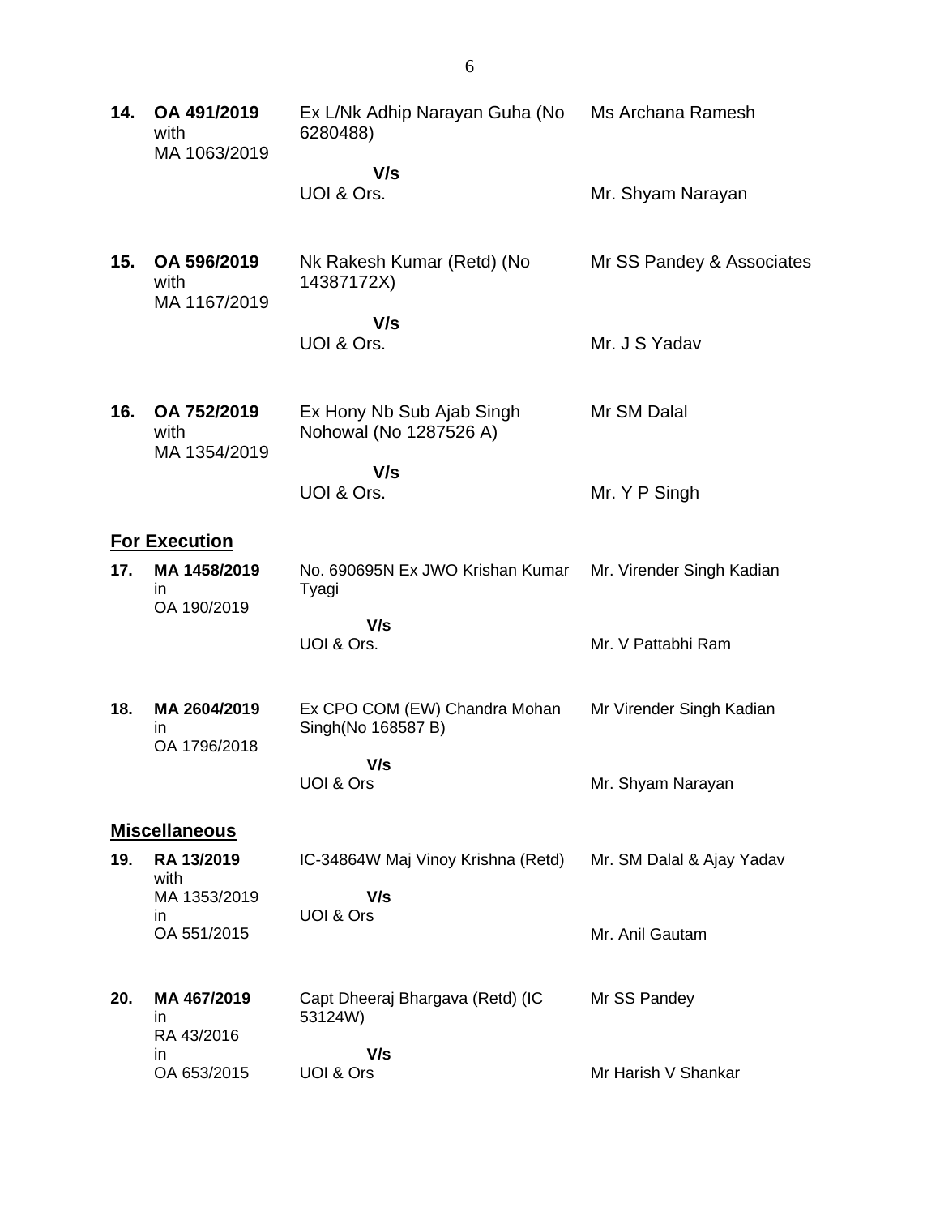| | | | |
|---|---|---|---|
| **14.** | **OA 491/2019** with MA 1063/2019 | Ex L/Nk Adhip Narayan Guha (No 6280488) **V/s** UOI & Ors. | Ms Archana Ramesh Mr. Shyam Narayan |
| **15.** | **OA 596/2019** with MA 1167/2019 | Nk Rakesh Kumar (Retd) (No 14387172X) **V/s** UOI & Ors. | Mr SS Pandey & Associates Mr. J S Yadav |
| **16.** | **OA 752/2019** with MA 1354/2019 | Ex Hony Nb Sub Ajab Singh Nohowal (No 1287526 A) **V/s** UOI & Ors. | Mr SM Dalal Mr. Y P Singh |

**For Execution**

| | | | |
|---|---|---|---|
| **17.** | **MA 1458/2019** in OA 190/2019 | No. 690695N Ex JWO Krishan Kumar Tyagi **V/s** UOI & Ors. | Mr. Virender Singh Kadian Mr. V Pattabhi Ram |
| **18.** | **MA 2604/2019** in OA 1796/2018 | Ex CPO COM (EW) Chandra Mohan Singh(No 168587 B) **V/s** UOI & Ors | Mr Virender Singh Kadian Mr. Shyam Narayan |

**Miscellaneous**

| | | | |
|---|---|---|---|
| **19.** | **RA 13/2019** with MA 1353/2019 in OA 551/2015 | IC-34864W Maj Vinoy Krishna (Retd) **V/s** UOI & Ors | Mr. SM Dalal & Ajay Yadav Mr. Anil Gautam |
| **20.** | **MA 467/2019** in RA 43/2016 in OA 653/2015 | Capt Dheeraj Bhargava (Retd) (IC 53124W) **V/s** UOI & Ors | Mr SS Pandey Mr Harish V Shankar |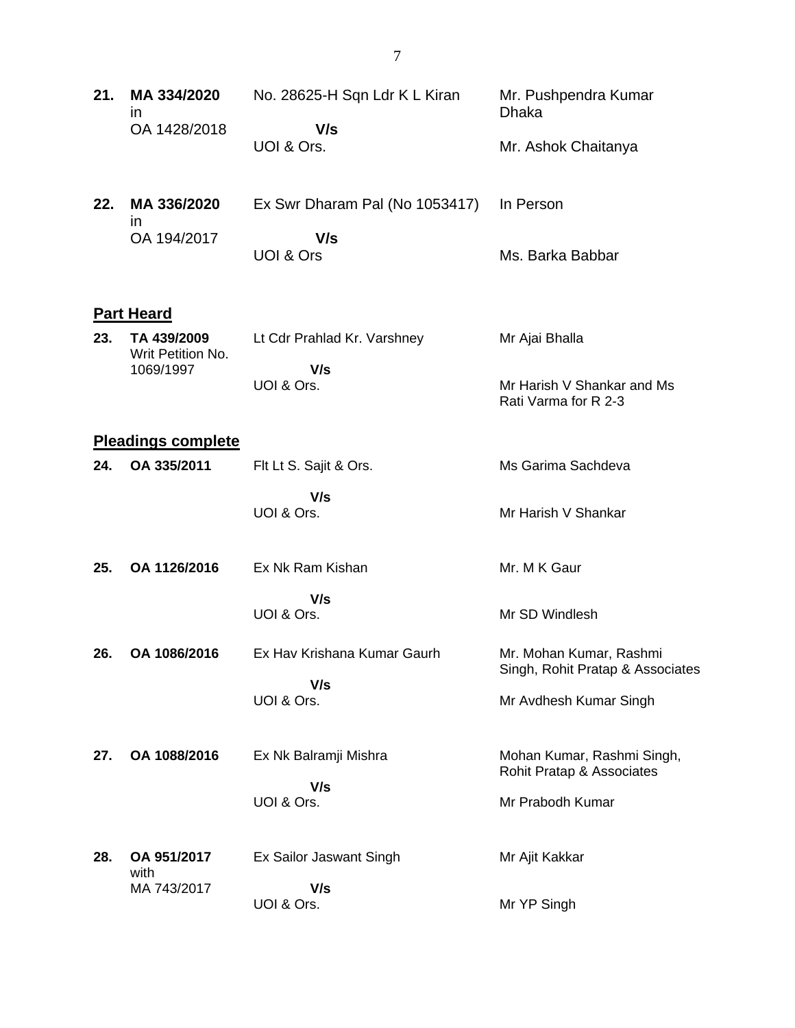| | | | |
|---|---|---|---|
| **21.** | **MA 334/2020** in OA 1428/2018 | No. 28625-H Sqn Ldr K L Kiran **V/s** UOI & Ors. | Mr. Pushpendra Kumar Dhaka<br>Mr. Ashok Chaitanya |
| **22.** | **MA 336/2020** in OA 194/2017 | Ex Swr Dharam Pal (No 1053417) **V/s** UOI & Ors | In Person<br>Ms. Barka Babbar |

**Part Heard**

| | | | |
|---|---|---|---|
| **23.** | **TA 439/2009** Writ Petition No. 1069/1997 | Lt Cdr Prahlad Kr. Varshney **V/s** UOI & Ors. | Mr Ajai Bhalla<br>Mr Harish V Shankar and Ms Rati Varma for R 2-3 |

**Pleadings complete**

| | | | |
|---|---|---|---|
| **24.** | **OA 335/2011** | Flt Lt S. Sajit & Ors. **V/s** UOI & Ors. | Ms Garima Sachdeva<br>Mr Harish V Shankar |
| **25.** | **OA 1126/2016** | Ex Nk Ram Kishan **V/s** UOI & Ors. | Mr. M K Gaur<br>Mr SD Windlesh |
| **26.** | **OA 1086/2016** | Ex Hav Krishana Kumar Gaurh **V/s** UOI & Ors. | Mr. Mohan Kumar, Rashmi Singh, Rohit Pratap & Associates<br>Mr Avdhesh Kumar Singh |
| **27.** | **OA 1088/2016** | Ex Nk Balramji Mishra **V/s** UOI & Ors. | Mohan Kumar, Rashmi Singh, Rohit Pratap & Associates<br>Mr Prabodh Kumar |
| **28.** | **OA 951/2017** with MA 743/2017 | Ex Sailor Jaswant Singh **V/s** UOI & Ors. | Mr Ajit Kakkar<br>Mr YP Singh |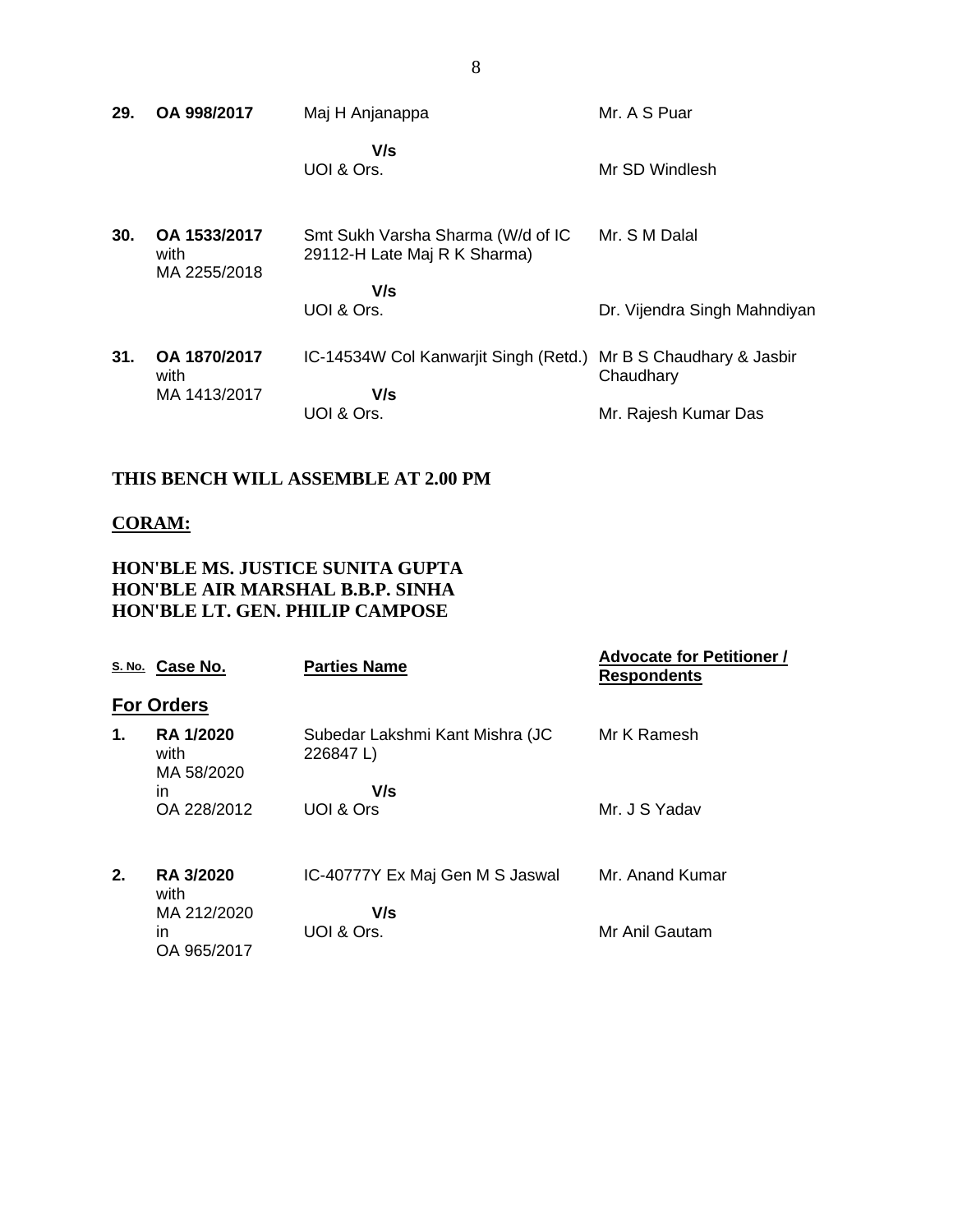| | | | |
|---|---|---|---|
| **29.** | **OA 998/2017** | Maj H Anjanappa<br>**V/s**<br>UOI & Ors. | Mr. A S Puar<br><br>Mr SD Windlesh |
| **30.** | **OA 1533/2017** with MA 2255/2018 | Smt Sukh Varsha Sharma (W/d of IC 29112-H Late Maj R K Sharma)<br>**V/s**<br>UOI & Ors. | Mr. S M Dalal<br><br>Dr. Vijendra Singh Mahndiyan |
| **31.** | **OA 1870/2017** with MA 1413/2017 | IC-14534W Col Kanwarjit Singh (Retd.)<br>**V/s**<br>UOI & Ors. | Mr B S Chaudhary & Jasbir Chaudhary<br><br>Mr. Rajesh Kumar Das |

**THIS BENCH WILL ASSEMBLE AT 2.00 PM**

**CORAM:**

**HON'BLE MS. JUSTICE SUNITA GUPTA**
**HON'BLE AIR MARSHAL B.B.P. SINHA**
**HON'BLE LT. GEN. PHILIP CAMPOSE**

| S. No. | Case No. | Parties Name | Advocate for Petitioner / Respondents |
|---|---|---|---|
| | **For Orders** | | |
| **1.** | **RA 1/2020** with MA 58/2020 in OA 228/2012 | Subedar Lakshmi Kant Mishra (JC 226847 L)<br>**V/s**<br>UOI & Ors | Mr K Ramesh<br><br>Mr. J S Yadav |
| **2.** | **RA 3/2020** with MA 212/2020 in OA 965/2017 | IC-40777Y Ex Maj Gen M S Jaswal<br>**V/s**<br>UOI & Ors. | Mr. Anand Kumar<br><br>Mr Anil Gautam |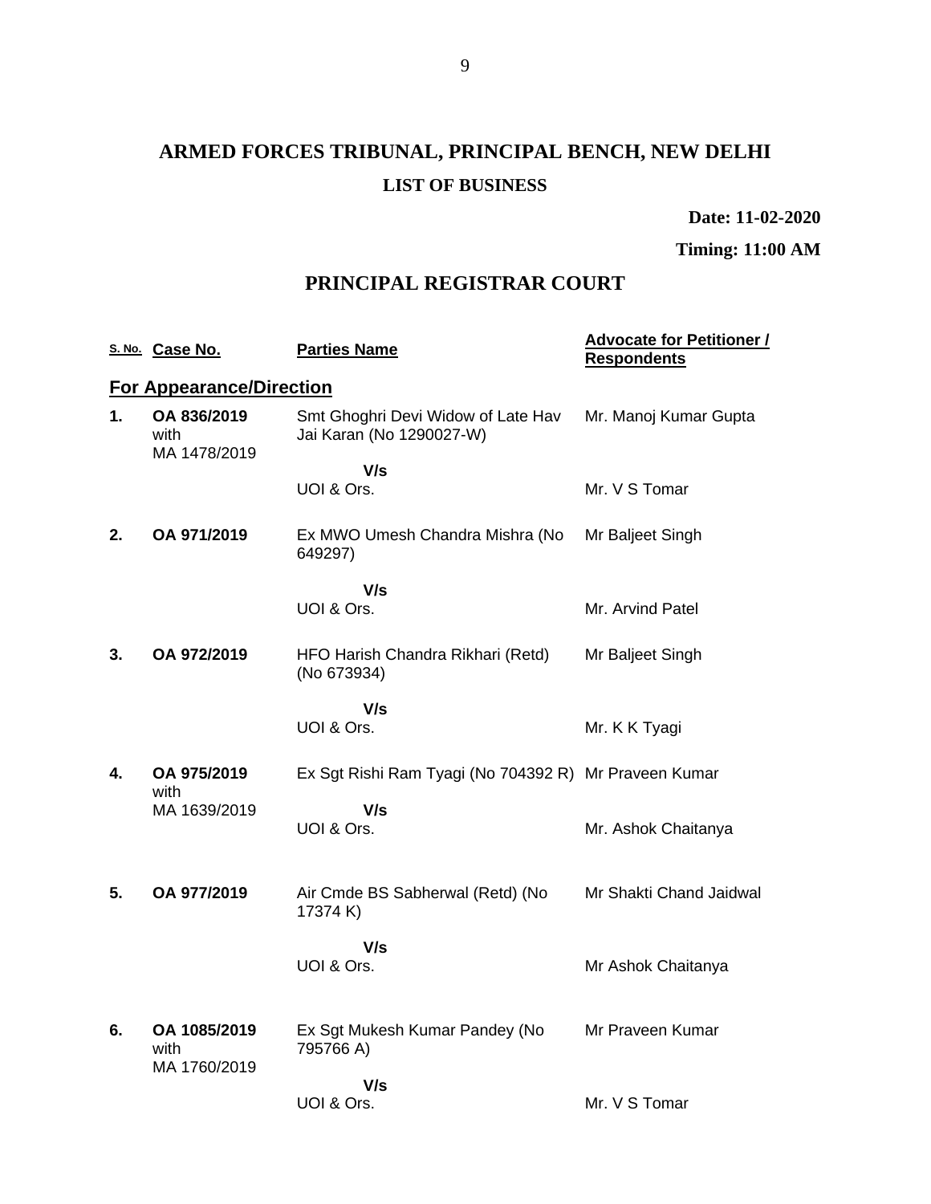# ARMED FORCES TRIBUNAL, PRINCIPAL BENCH, NEW DELHI

## LIST OF BUSINESS

**Date: 11-02-2020**

**Timing: 11:00 AM**

## PRINCIPAL REGISTRAR COURT

| S. No. | Case No. | Parties Name | Advocate for Petitioner / Respondents |
|---|---|---|---|
| **For Appearance/Direction** | | | |
| **1.** | **OA 836/2019** with MA 1478/2019 | Smt Ghoghri Devi Widow of Late Hav Jai Karan (No 1290027-W) | Mr. Manoj Kumar Gupta |
| | | **V/s** UOI & Ors. | Mr. V S Tomar |
| **2.** | **OA 971/2019** | Ex MWO Umesh Chandra Mishra (No 649297) | Mr Baljeet Singh |
| | | **V/s** UOI & Ors. | Mr. Arvind Patel |
| **3.** | **OA 972/2019** | HFO Harish Chandra Rikhari (Retd) (No 673934) | Mr Baljeet Singh |
| | | **V/s** UOI & Ors. | Mr. K K Tyagi |
| **4.** | **OA 975/2019** with MA 1639/2019 | Ex Sgt Rishi Ram Tyagi (No 704392 R) | Mr Praveen Kumar |
| | | **V/s** UOI & Ors. | Mr. Ashok Chaitanya |
| **5.** | **OA 977/2019** | Air Cmde BS Sabherwal (Retd) (No 17374 K) | Mr Shakti Chand Jaidwal |
| | | **V/s** UOI & Ors. | Mr Ashok Chaitanya |
| **6.** | **OA 1085/2019** with MA 1760/2019 | Ex Sgt Mukesh Kumar Pandey (No 795766 A) | Mr Praveen Kumar |
| | | **V/s** UOI & Ors. | Mr. V S Tomar |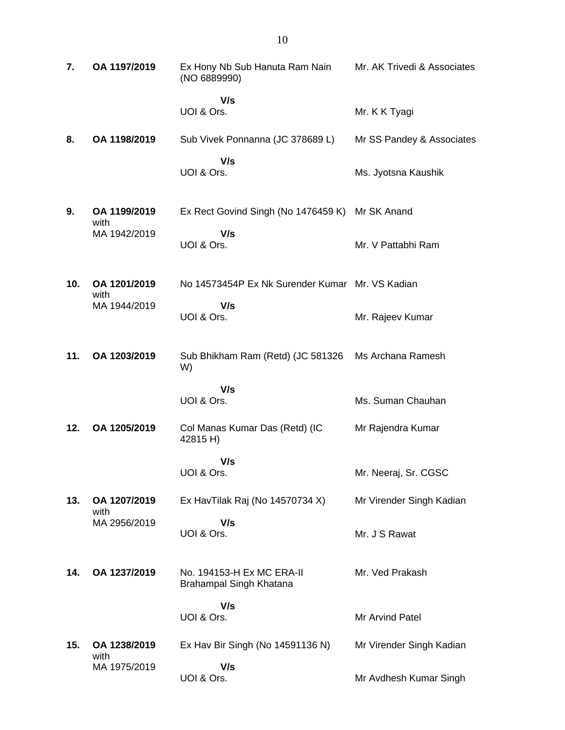| | | | |
|---|---|---|---|
| **7.** | **OA 1197/2019** | Ex Hony Nb Sub Hanuta Ram Nain (NO 6889990)<br><br>**V/s**<br>UOI & Ors. | Mr. AK Trivedi & Associates<br><br><br>Mr. K K Tyagi |
| **8.** | **OA 1198/2019** | Sub Vivek Ponnanna (JC 378689 L)<br><br>**V/s**<br>UOI & Ors. | Mr SS Pandey & Associates<br><br><br>Ms. Jyotsna Kaushik |
| **9.** | **OA 1199/2019** with MA 1942/2019 | Ex Rect Govind Singh (No 1476459 K)<br><br>**V/s**<br>UOI & Ors. | Mr SK Anand<br><br><br>Mr. V Pattabhi Ram |
| **10.** | **OA 1201/2019** with MA 1944/2019 | No 14573454P Ex Nk Surender Kumar<br><br>**V/s**<br>UOI & Ors. | Mr. VS Kadian<br><br><br>Mr. Rajeev Kumar |
| **11.** | **OA 1203/2019** | Sub Bhikham Ram (Retd) (JC 581326 W)<br><br>**V/s**<br>UOI & Ors. | Ms Archana Ramesh<br><br><br>Ms. Suman Chauhan |
| **12.** | **OA 1205/2019** | Col Manas Kumar Das (Retd) (IC 42815 H)<br><br>**V/s**<br>UOI & Ors. | Mr Rajendra Kumar<br><br><br>Mr. Neeraj, Sr. CGSC |
| **13.** | **OA 1207/2019** with MA 2956/2019 | Ex HavTilak Raj (No 14570734 X)<br><br>**V/s**<br>UOI & Ors. | Mr Virender Singh Kadian<br><br><br>Mr. J S Rawat |
| **14.** | **OA 1237/2019** | No. 194153-H Ex MC ERA-II Brahampal Singh Khatana<br><br>**V/s**<br>UOI & Ors. | Mr. Ved Prakash<br><br><br>Mr Arvind Patel |
| **15.** | **OA 1238/2019** with MA 1975/2019 | Ex Hav Bir Singh (No 14591136 N)<br><br>**V/s**<br>UOI & Ors. | Mr Virender Singh Kadian<br><br><br>Mr Avdhesh Kumar Singh |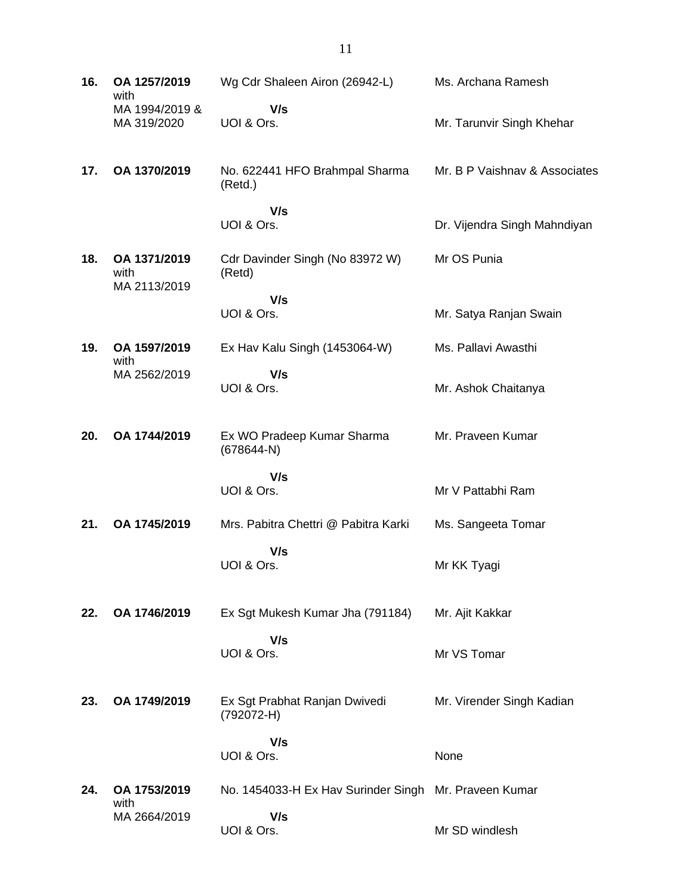| | | | |
|---|---|---|---|
| **16.** | **OA 1257/2019** with MA 1994/2019 & MA 319/2020 | Wg Cdr Shaleen Airon (26942-L)<br>**V/s**<br>UOI & Ors. | Ms. Archana Ramesh<br><br>Mr. Tarunvir Singh Khehar |
| **17.** | **OA 1370/2019** | No. 622441 HFO Brahmpal Sharma (Retd.)<br>**V/s**<br>UOI & Ors. | Mr. B P Vaishnav & Associates<br><br>Dr. Vijendra Singh Mahndiyan |
| **18.** | **OA 1371/2019** with MA 2113/2019 | Cdr Davinder Singh (No 83972 W) (Retd)<br>**V/s**<br>UOI & Ors. | Mr OS Punia<br><br>Mr. Satya Ranjan Swain |
| **19.** | **OA 1597/2019** with MA 2562/2019 | Ex Hav Kalu Singh (1453064-W)<br>**V/s**<br>UOI & Ors. | Ms. Pallavi Awasthi<br><br>Mr. Ashok Chaitanya |
| **20.** | **OA 1744/2019** | Ex WO Pradeep Kumar Sharma (678644-N)<br>**V/s**<br>UOI & Ors. | Mr. Praveen Kumar<br><br>Mr V Pattabhi Ram |
| **21.** | **OA 1745/2019** | Mrs. Pabitra Chettri @ Pabitra Karki<br>**V/s**<br>UOI & Ors. | Ms. Sangeeta Tomar<br><br>Mr KK Tyagi |
| **22.** | **OA 1746/2019** | Ex Sgt Mukesh Kumar Jha (791184)<br>**V/s**<br>UOI & Ors. | Mr. Ajit Kakkar<br><br>Mr VS Tomar |
| **23.** | **OA 1749/2019** | Ex Sgt Prabhat Ranjan Dwivedi (792072-H)<br>**V/s**<br>UOI & Ors. | Mr. Virender Singh Kadian<br><br>None |
| **24.** | **OA 1753/2019** with MA 2664/2019 | No. 1454033-H Ex Hav Surinder Singh<br>**V/s**<br>UOI & Ors. | Mr. Praveen Kumar<br><br>Mr SD windlesh |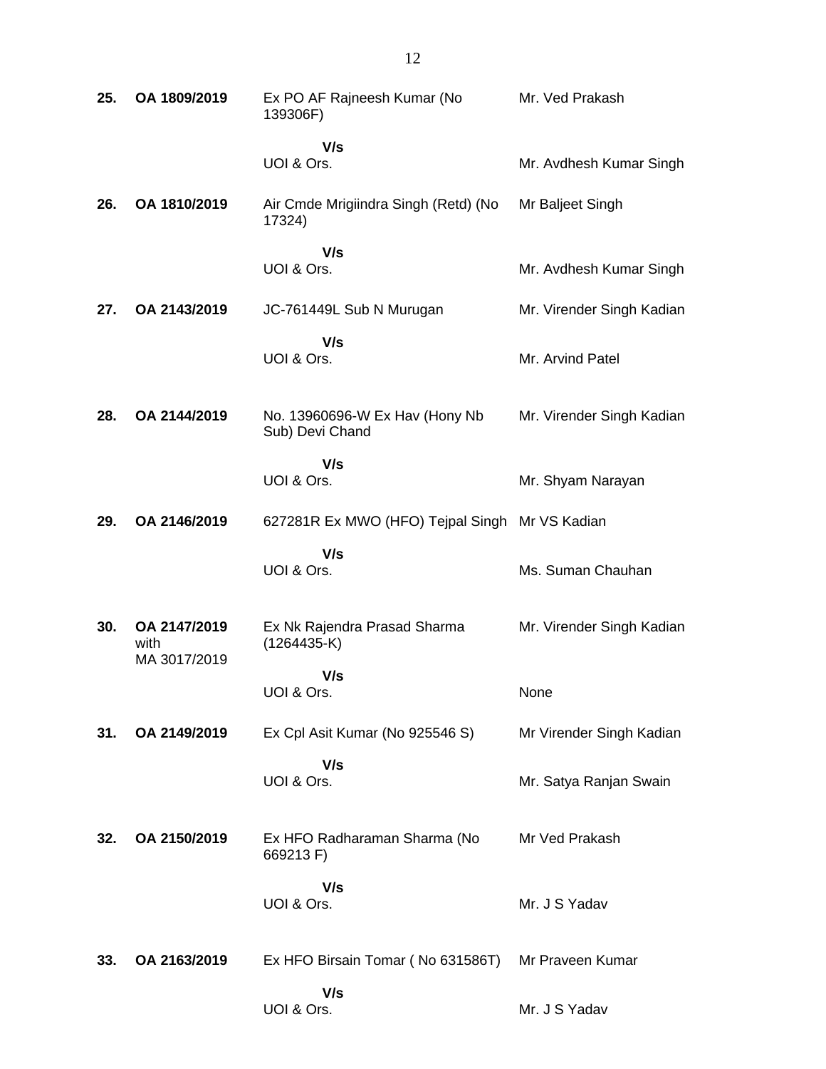| | | | |
|---|---|---|---|
| **25.** | **OA 1809/2019** | Ex PO AF Rajneesh Kumar (No 139306F) | Mr. Ved Prakash |
| | | **V/s** | |
| | | UOI & Ors. | Mr. Avdhesh Kumar Singh |
| **26.** | **OA 1810/2019** | Air Cmde Mrigiindra Singh (Retd) (No 17324) | Mr Baljeet Singh |
| | | **V/s** | |
| | | UOI & Ors. | Mr. Avdhesh Kumar Singh |
| **27.** | **OA 2143/2019** | JC-761449L Sub N Murugan | Mr. Virender Singh Kadian |
| | | **V/s** | |
| | | UOI & Ors. | Mr. Arvind Patel |
| **28.** | **OA 2144/2019** | No. 13960696-W Ex Hav (Hony Nb Sub) Devi Chand | Mr. Virender Singh Kadian |
| | | **V/s** | |
| | | UOI & Ors. | Mr. Shyam Narayan |
| **29.** | **OA 2146/2019** | 627281R Ex MWO (HFO) Tejpal Singh | Mr VS Kadian |
| | | **V/s** | |
| | | UOI & Ors. | Ms. Suman Chauhan |
| **30.** | **OA 2147/2019** with MA 3017/2019 | Ex Nk Rajendra Prasad Sharma (1264435-K) | Mr. Virender Singh Kadian |
| | | **V/s** | |
| | | UOI & Ors. | None |
| **31.** | **OA 2149/2019** | Ex Cpl Asit Kumar (No 925546 S) | Mr Virender Singh Kadian |
| | | **V/s** | |
| | | UOI & Ors. | Mr. Satya Ranjan Swain |
| **32.** | **OA 2150/2019** | Ex HFO Radharaman Sharma (No 669213 F) | Mr Ved Prakash |
| | | **V/s** | |
| | | UOI & Ors. | Mr. J S Yadav |
| **33.** | **OA 2163/2019** | Ex HFO Birsain Tomar ( No 631586T) | Mr Praveen Kumar |
| | | **V/s** | |
| | | UOI & Ors. | Mr. J S Yadav |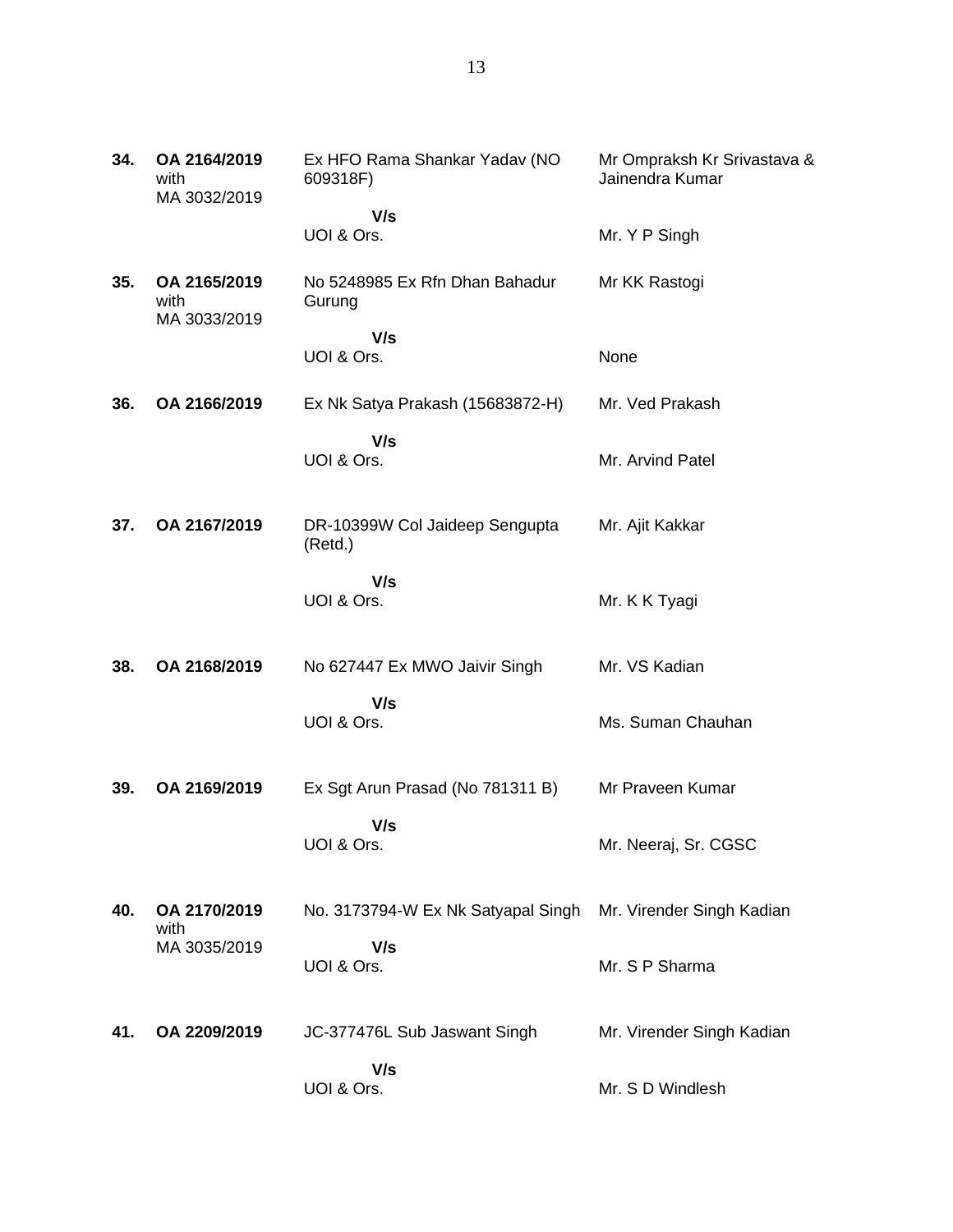| | | | |
|---|---|---|---|
| **34.** | **OA 2164/2019** with MA 3032/2019 | Ex HFO Rama Shankar Yadav (NO 609318F) | Mr Ompraksh Kr Srivastava & Jainendra Kumar |
| | | **V/s** UOI & Ors. | Mr. Y P Singh |
| **35.** | **OA 2165/2019** with MA 3033/2019 | No 5248985 Ex Rfn Dhan Bahadur Gurung | Mr KK Rastogi |
| | | **V/s** UOI & Ors. | None |
| **36.** | **OA 2166/2019** | Ex Nk Satya Prakash (15683872-H) | Mr. Ved Prakash |
| | | **V/s** UOI & Ors. | Mr. Arvind Patel |
| **37.** | **OA 2167/2019** | DR-10399W Col Jaideep Sengupta (Retd.) | Mr. Ajit Kakkar |
| | | **V/s** UOI & Ors. | Mr. K K Tyagi |
| **38.** | **OA 2168/2019** | No 627447 Ex MWO Jaivir Singh | Mr. VS Kadian |
| | | **V/s** UOI & Ors. | Ms. Suman Chauhan |
| **39.** | **OA 2169/2019** | Ex Sgt Arun Prasad (No 781311 B) | Mr Praveen Kumar |
| | | **V/s** UOI & Ors. | Mr. Neeraj, Sr. CGSC |
| **40.** | **OA 2170/2019** with MA 3035/2019 | No. 3173794-W Ex Nk Satyapal Singh | Mr. Virender Singh Kadian |
| | | **V/s** UOI & Ors. | Mr. S P Sharma |
| **41.** | **OA 2209/2019** | JC-377476L Sub Jaswant Singh | Mr. Virender Singh Kadian |
| | | **V/s** UOI & Ors. | Mr. S D Windlesh |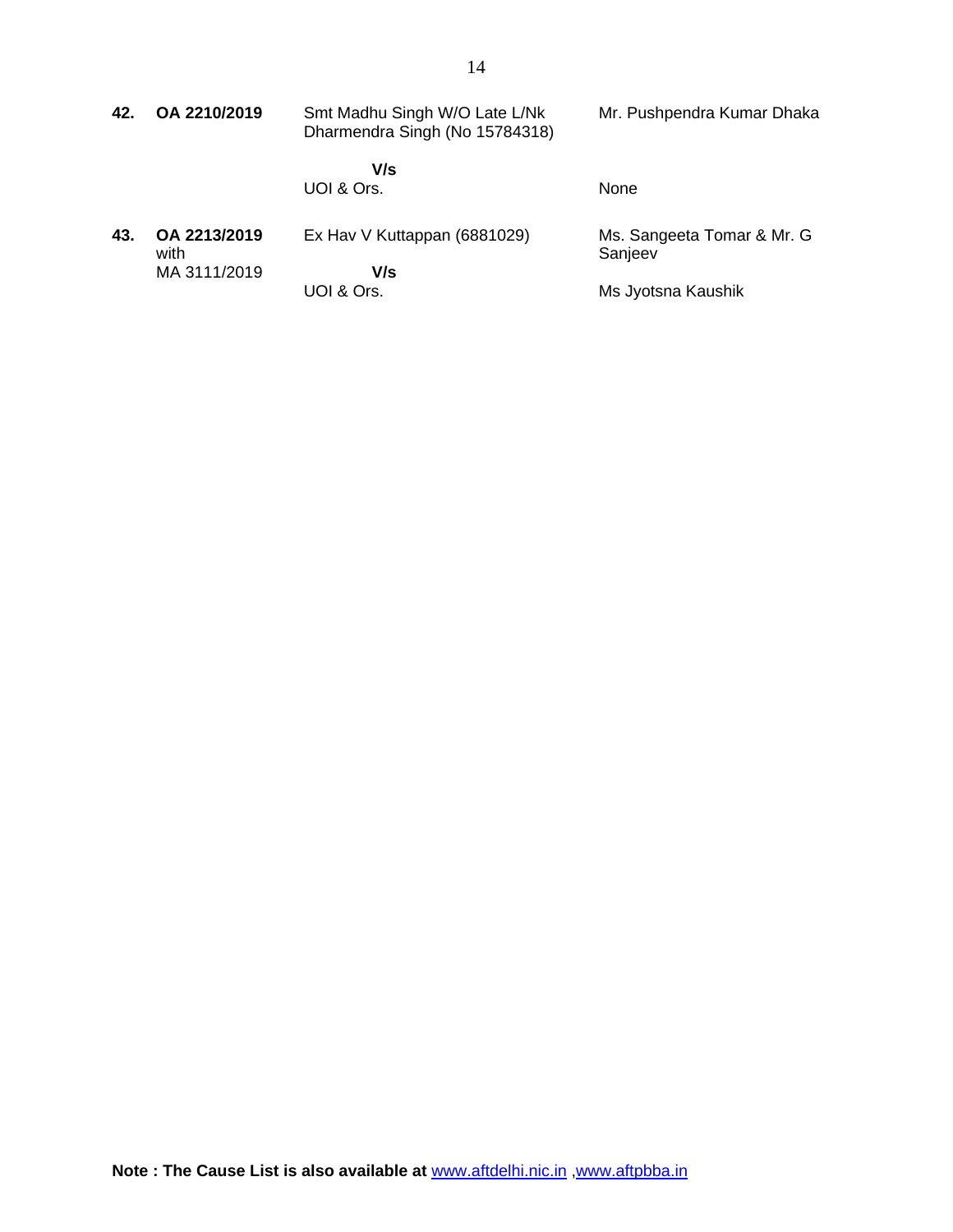| | | | |
|---|---|---|---|
| **42.** | **OA 2210/2019** | Smt Madhu Singh W/O Late L/Nk Dharmendra Singh (No 15784318)<br><br>**V/s**<br>UOI & Ors. | Mr. Pushpendra Kumar Dhaka<br><br><br>None |
| **43.** | **OA 2213/2019** with MA 3111/2019 | Ex Hav V Kuttappan (6881029)<br><br>**V/s**<br>UOI & Ors. | Ms. Sangeeta Tomar & Mr. G Sanjeev<br><br>Ms Jyotsna Kaushik |

**Note : The Cause List is also available at** www.aftdelhi.nic.in ,www.aftpbba.in